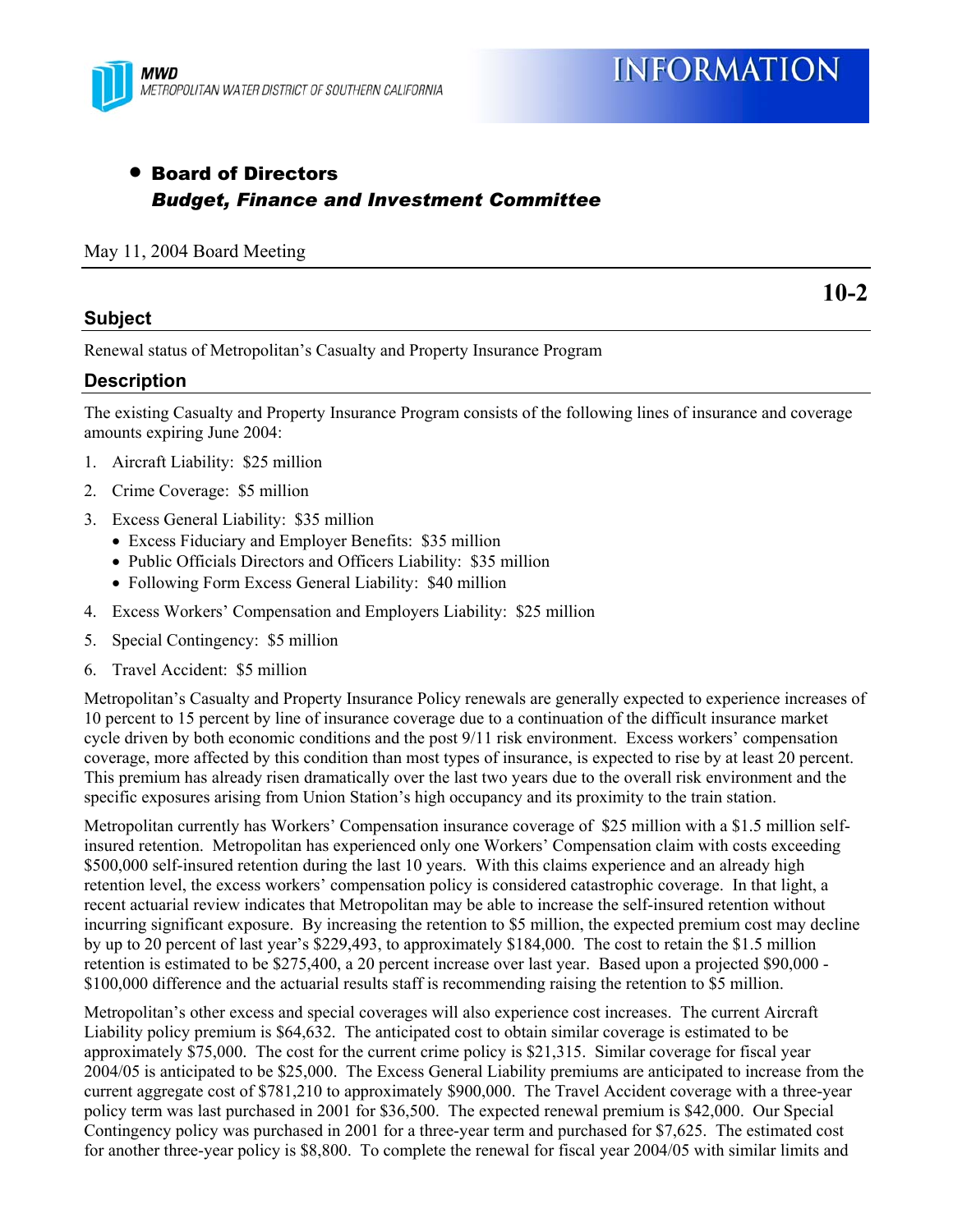MWD
METROPOLITAN WATER DISTRICT OF SOUTHERN CALIFORNIA

# INFORMATION

- **Board of Directors**
  ***Budget, Finance and Investment Committee***

May 11, 2004 Board Meeting

**10-2**

## Subject

Renewal status of Metropolitan's Casualty and Property Insurance Program

## Description

The existing Casualty and Property Insurance Program consists of the following lines of insurance and coverage amounts expiring June 2004:

1. Aircraft Liability: $25 million
2. Crime Coverage: $5 million
3. Excess General Liability: $35 million
   - Excess Fiduciary and Employer Benefits: $35 million
   - Public Officials Directors and Officers Liability: $35 million
   - Following Form Excess General Liability: $40 million
4. Excess Workers' Compensation and Employers Liability: $25 million
5. Special Contingency: $5 million
6. Travel Accident: $5 million

Metropolitan's Casualty and Property Insurance Policy renewals are generally expected to experience increases of 10 percent to 15 percent by line of insurance coverage due to a continuation of the difficult insurance market cycle driven by both economic conditions and the post 9/11 risk environment. Excess workers' compensation coverage, more affected by this condition than most types of insurance, is expected to rise by at least 20 percent. This premium has already risen dramatically over the last two years due to the overall risk environment and the specific exposures arising from Union Station's high occupancy and its proximity to the train station.

Metropolitan currently has Workers' Compensation insurance coverage of $25 million with a $1.5 million self-insured retention. Metropolitan has experienced only one Workers' Compensation claim with costs exceeding $500,000 self-insured retention during the last 10 years. With this claims experience and an already high retention level, the excess workers' compensation policy is considered catastrophic coverage. In that light, a recent actuarial review indicates that Metropolitan may be able to increase the self-insured retention without incurring significant exposure. By increasing the retention to $5 million, the expected premium cost may decline by up to 20 percent of last year's $229,493, to approximately $184,000. The cost to retain the $1.5 million retention is estimated to be $275,400, a 20 percent increase over last year. Based upon a projected $90,000 - $100,000 difference and the actuarial results staff is recommending raising the retention to $5 million.

Metropolitan's other excess and special coverages will also experience cost increases. The current Aircraft Liability policy premium is $64,632. The anticipated cost to obtain similar coverage is estimated to be approximately $75,000. The cost for the current crime policy is $21,315. Similar coverage for fiscal year 2004/05 is anticipated to be $25,000. The Excess General Liability premiums are anticipated to increase from the current aggregate cost of $781,210 to approximately $900,000. The Travel Accident coverage with a three-year policy term was last purchased in 2001 for $36,500. The expected renewal premium is $42,000. Our Special Contingency policy was purchased in 2001 for a three-year term and purchased for $7,625. The estimated cost for another three-year policy is $8,800. To complete the renewal for fiscal year 2004/05 with similar limits and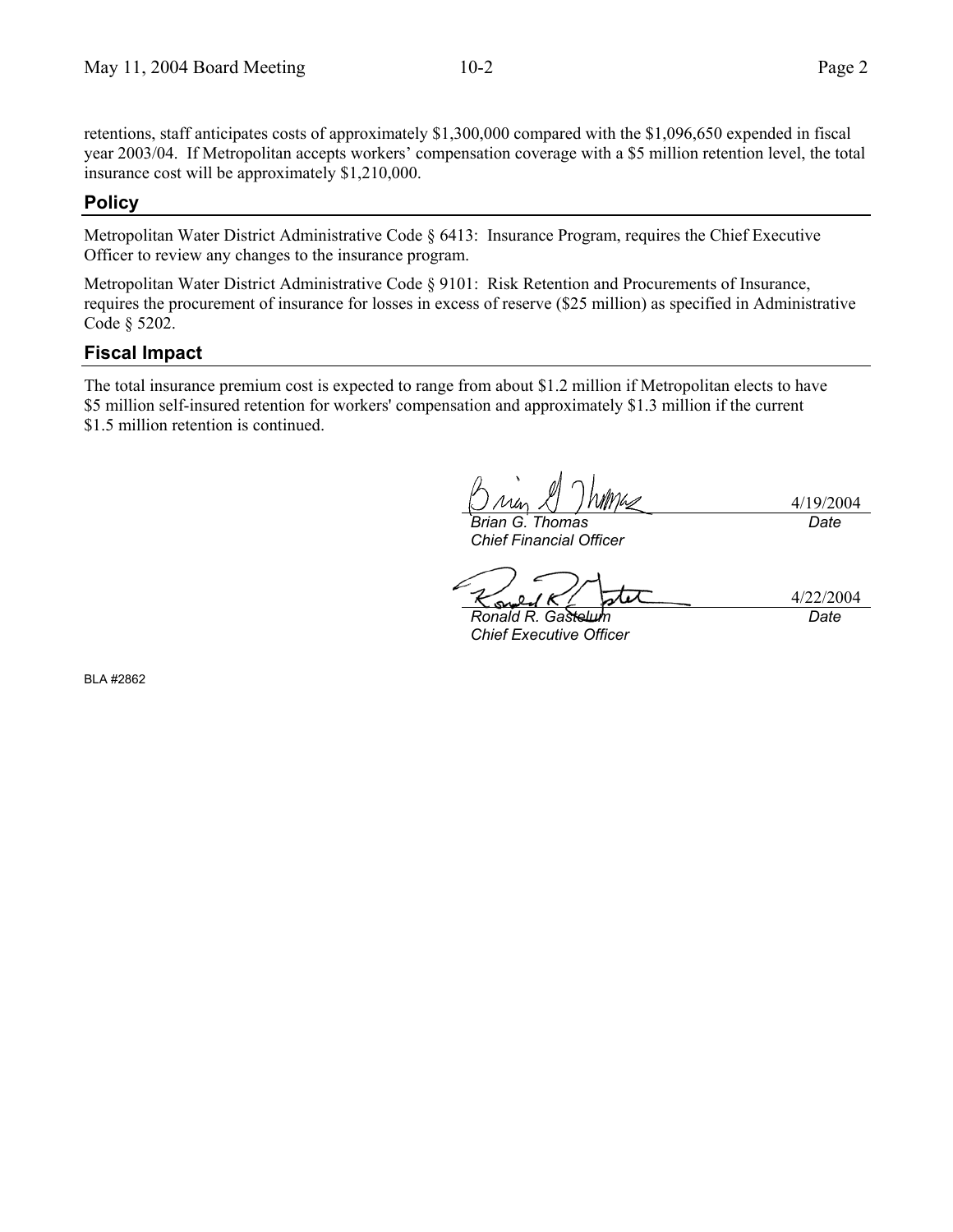retentions, staff anticipates costs of approximately $1,300,000 compared with the $1,096,650 expended in fiscal year 2003/04. If Metropolitan accepts workers' compensation coverage with a $5 million retention level, the total insurance cost will be approximately $1,210,000.

## Policy

Metropolitan Water District Administrative Code § 6413: Insurance Program, requires the Chief Executive Officer to review any changes to the insurance program.

Metropolitan Water District Administrative Code § 9101: Risk Retention and Procurements of Insurance, requires the procurement of insurance for losses in excess of reserve ($25 million) as specified in Administrative Code § 5202.

## Fiscal Impact

The total insurance premium cost is expected to range from about $1.2 million if Metropolitan elects to have $5 million self-insured retention for workers' compensation and approximately $1.3 million if the current $1.5 million retention is continued.

4/19/2004

*Brian G. Thomas*
*Chief Financial Officer*
*Date*

4/22/2004

*Ronald R. Gastelum*
*Chief Executive Officer*
*Date*

BLA #2862